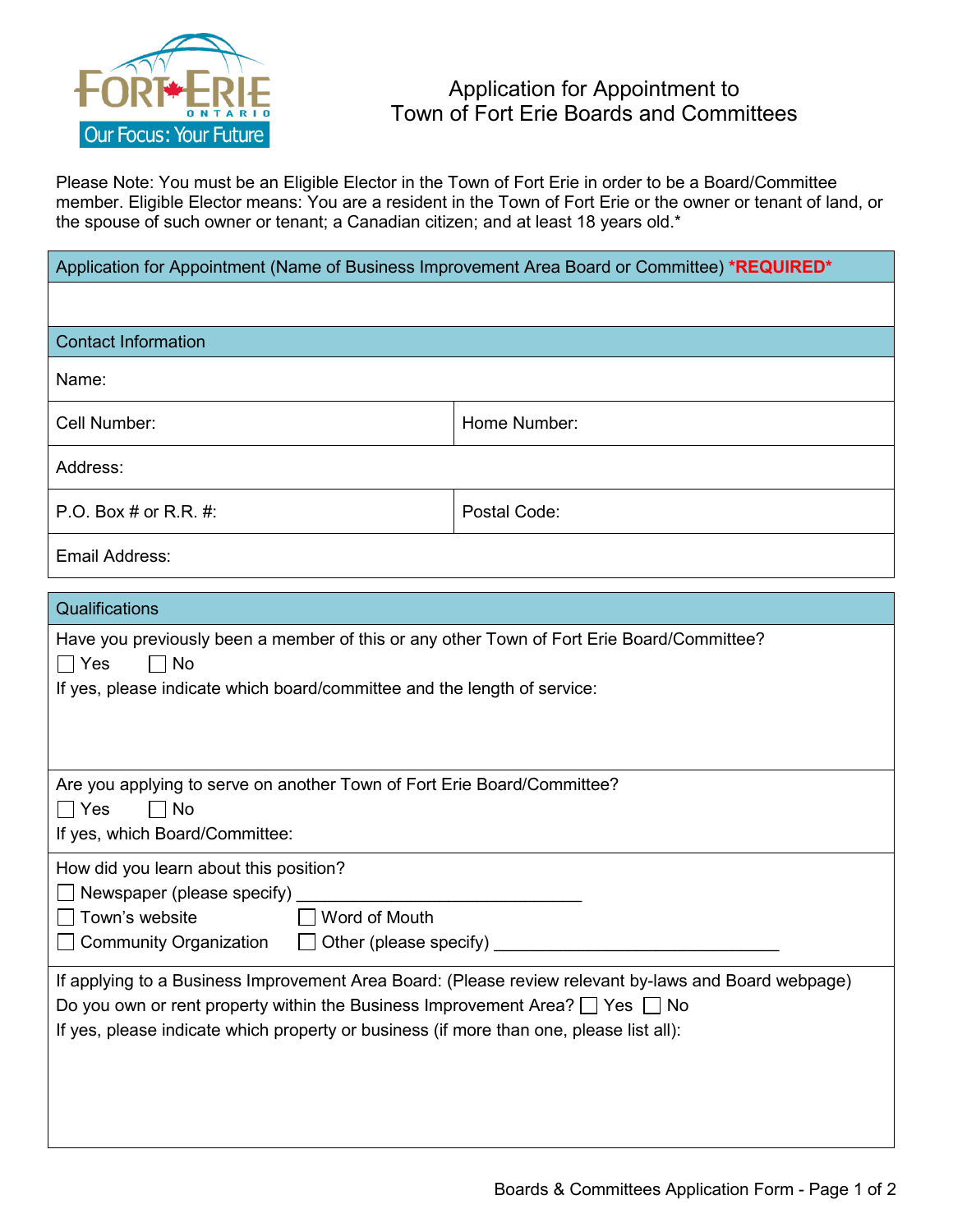# Application for Appointment to Town of Fort Erie Boards and Committees

Please Note: You must be an Eligible Elector in the Town of Fort Erie in order to be a Board/Committee member. Eligible Elector means: You are a resident in the Town of Fort Erie or the owner or tenant of land, or the spouse of such owner or tenant; a Canadian citizen; and at least 18 years old.*

| Application for Appointment (Name of Business Improvement Area Board or Committee) ***REQUIRED*** |
|---|
| |

| Contact Information | |
|---|---|
| Name: | |
| Cell Number: | Home Number: |
| Address: | |
| P.O. Box # or R.R. #: | Postal Code: |
| Email Address: | |

## Qualifications

Have you previously been a member of this or any other Town of Fort Erie Board/Committee?

☐ Yes ☐ No

If yes, please indicate which board/committee and the length of service:

Are you applying to serve on another Town of Fort Erie Board/Committee?

☐ Yes ☐ No

If yes, which Board/Committee:

How did you learn about this position?

☐ Newspaper (please specify) ______________________________

☐ Town's website ☐ Word of Mouth

☐ Community Organization ☐ Other (please specify) ______________________________

If applying to a Business Improvement Area Board: (Please review relevant by-laws and Board webpage)

Do you own or rent property within the Business Improvement Area? ☐ Yes ☐ No

If yes, please indicate which property or business (if more than one, please list all):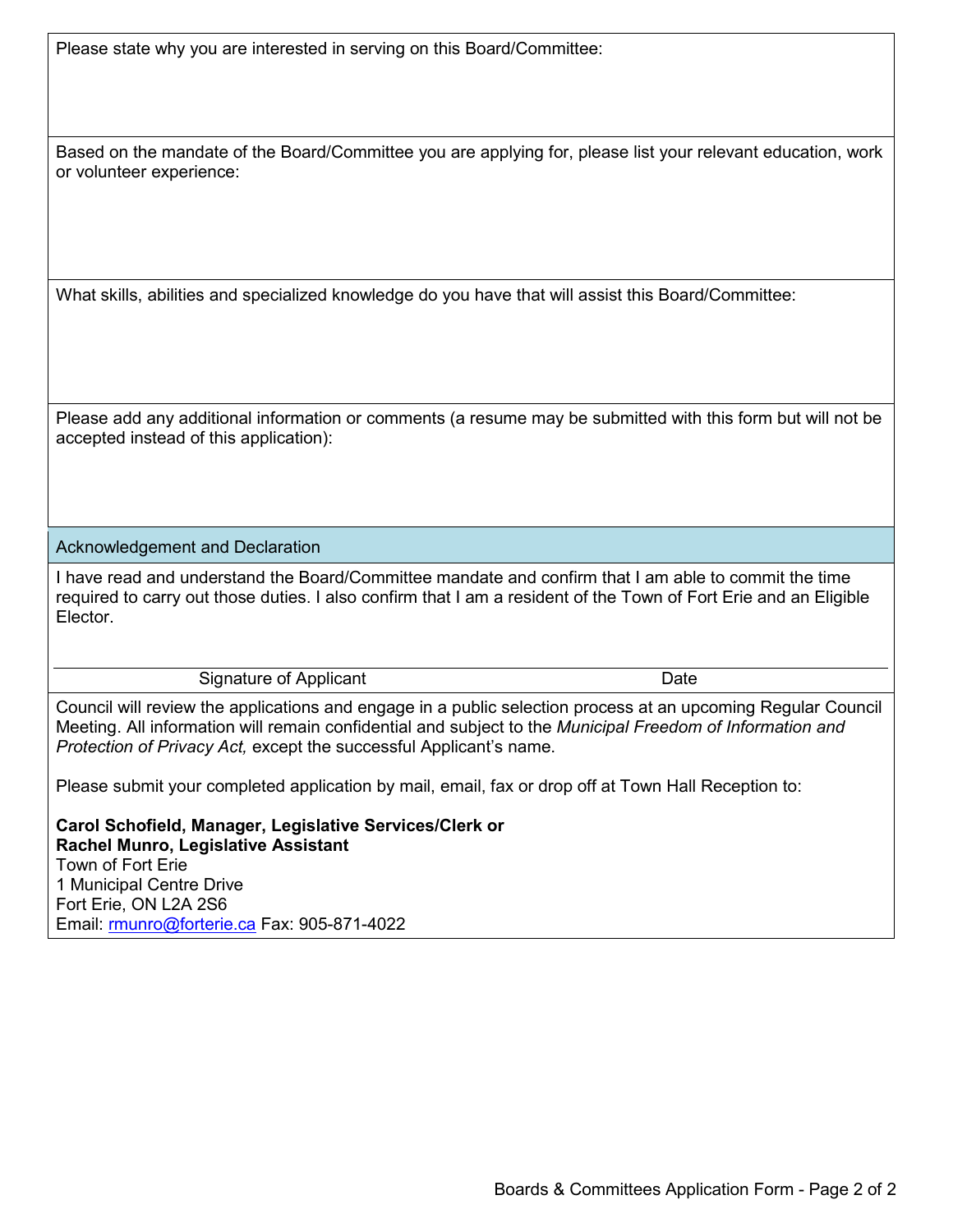Please state why you are interested in serving on this Board/Committee:

Based on the mandate of the Board/Committee you are applying for, please list your relevant education, work or volunteer experience:

What skills, abilities and specialized knowledge do you have that will assist this Board/Committee:

Please add any additional information or comments (a resume may be submitted with this form but will not be accepted instead of this application):

## Acknowledgement and Declaration

I have read and understand the Board/Committee mandate and confirm that I am able to commit the time required to carry out those duties. I also confirm that I am a resident of the Town of Fort Erie and an Eligible Elector.

| Signature of Applicant | Date |
|---|---|

Council will review the applications and engage in a public selection process at an upcoming Regular Council Meeting. All information will remain confidential and subject to the *Municipal Freedom of Information and Protection of Privacy Act,* except the successful Applicant's name.

Please submit your completed application by mail, email, fax or drop off at Town Hall Reception to:

**Carol Schofield, Manager, Legislative Services/Clerk or**
**Rachel Munro, Legislative Assistant**
Town of Fort Erie
1 Municipal Centre Drive
Fort Erie, ON L2A 2S6
Email: rmunro@forterie.ca Fax: 905-871-4022